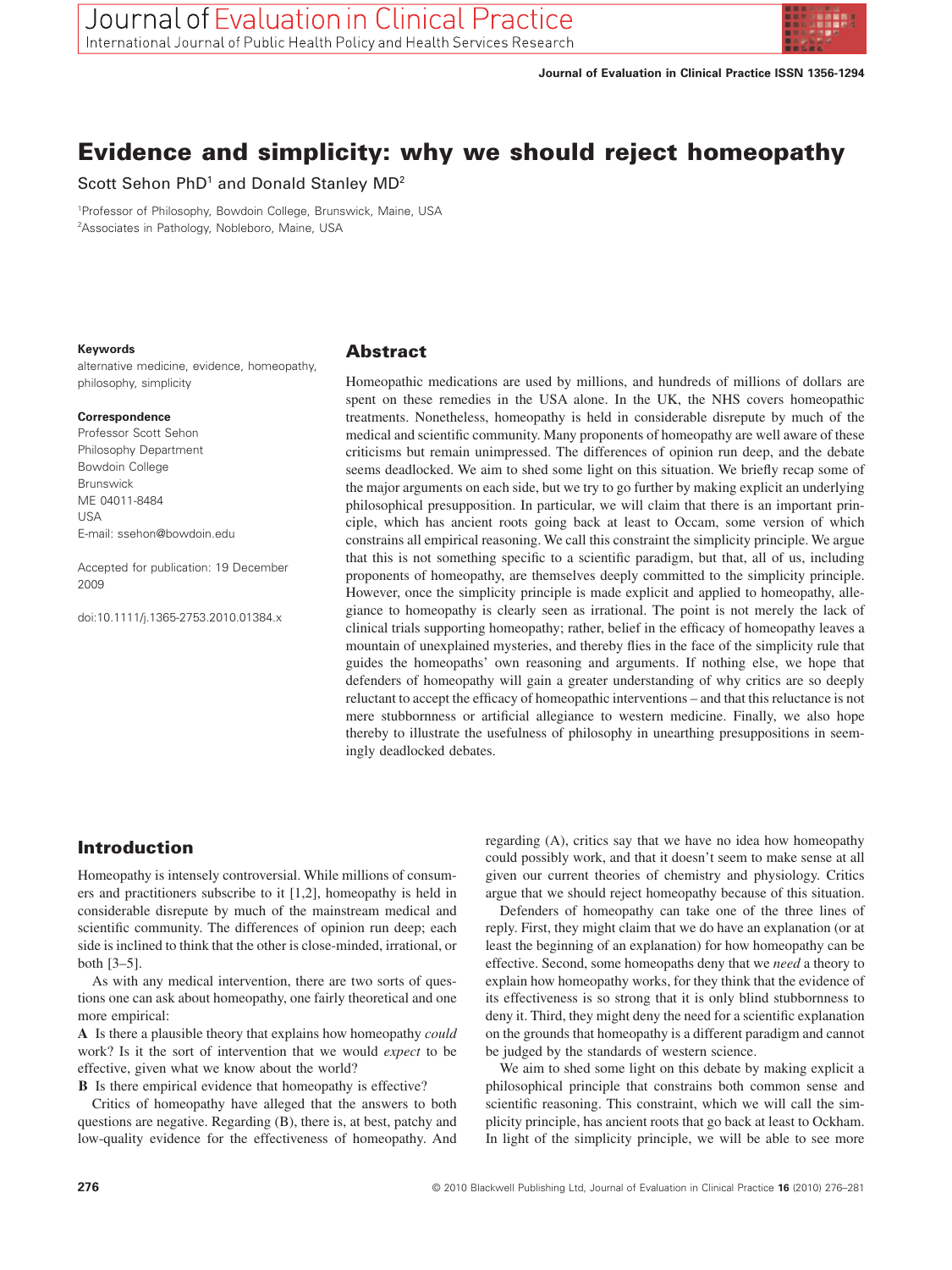# Evidence and simplicity: why we should reject homeopathy

Scott Sehon PhD[1] and Donald Stanley MD[2]

[1]Professor of Philosophy, Bowdoin College, Brunswick, Maine, USA
[2]Associates in Pathology, Nobleboro, Maine, USA

**Keywords**
alternative medicine, evidence, homeopathy, philosophy, simplicity

**Correspondence**
Professor Scott Sehon
Philosophy Department
Bowdoin College
Brunswick
ME 04011-8484
USA
E-mail: ssehon@bowdoin.edu

Accepted for publication: 19 December 2009

doi:10.1111/j.1365-2753.2010.01384.x

## Abstract

Homeopathic medications are used by millions, and hundreds of millions of dollars are spent on these remedies in the USA alone. In the UK, the NHS covers homeopathic treatments. Nonetheless, homeopathy is held in considerable disrepute by much of the medical and scientific community. Many proponents of homeopathy are well aware of these criticisms but remain unimpressed. The differences of opinion run deep, and the debate seems deadlocked. We aim to shed some light on this situation. We briefly recap some of the major arguments on each side, but we try to go further by making explicit an underlying philosophical presupposition. In particular, we will claim that there is an important principle, which has ancient roots going back at least to Occam, some version of which constrains all empirical reasoning. We call this constraint the simplicity principle. We argue that this is not something specific to a scientific paradigm, but that, all of us, including proponents of homeopathy, are themselves deeply committed to the simplicity principle. However, once the simplicity principle is made explicit and applied to homeopathy, allegiance to homeopathy is clearly seen as irrational. The point is not merely the lack of clinical trials supporting homeopathy; rather, belief in the efficacy of homeopathy leaves a mountain of unexplained mysteries, and thereby flies in the face of the simplicity rule that guides the homeopaths' own reasoning and arguments. If nothing else, we hope that defenders of homeopathy will gain a greater understanding of why critics are so deeply reluctant to accept the efficacy of homeopathic interventions – and that this reluctance is not mere stubbornness or artificial allegiance to western medicine. Finally, we also hope thereby to illustrate the usefulness of philosophy in unearthing presuppositions in seemingly deadlocked debates.

## Introduction

Homeopathy is intensely controversial. While millions of consumers and practitioners subscribe to it [1,2], homeopathy is held in considerable disrepute by much of the mainstream medical and scientific community. The differences of opinion run deep; each side is inclined to think that the other is close-minded, irrational, or both [3–5].

As with any medical intervention, there are two sorts of questions one can ask about homeopathy, one fairly theoretical and one more empirical:

**A** Is there a plausible theory that explains how homeopathy *could* work? Is it the sort of intervention that we would *expect* to be effective, given what we know about the world?

**B** Is there empirical evidence that homeopathy is effective?

Critics of homeopathy have alleged that the answers to both questions are negative. Regarding (B), there is, at best, patchy and low-quality evidence for the effectiveness of homeopathy. And regarding (A), critics say that we have no idea how homeopathy could possibly work, and that it doesn't seem to make sense at all given our current theories of chemistry and physiology. Critics argue that we should reject homeopathy because of this situation.

Defenders of homeopathy can take one of the three lines of reply. First, they might claim that we do have an explanation (or at least the beginning of an explanation) for how homeopathy can be effective. Second, some homeopaths deny that we *need* a theory to explain how homeopathy works, for they think that the evidence of its effectiveness is so strong that it is only blind stubbornness to deny it. Third, they might deny the need for a scientific explanation on the grounds that homeopathy is a different paradigm and cannot be judged by the standards of western science.

We aim to shed some light on this debate by making explicit a philosophical principle that constrains both common sense and scientific reasoning. This constraint, which we will call the simplicity principle, has ancient roots that go back at least to Ockham. In light of the simplicity principle, we will be able to see more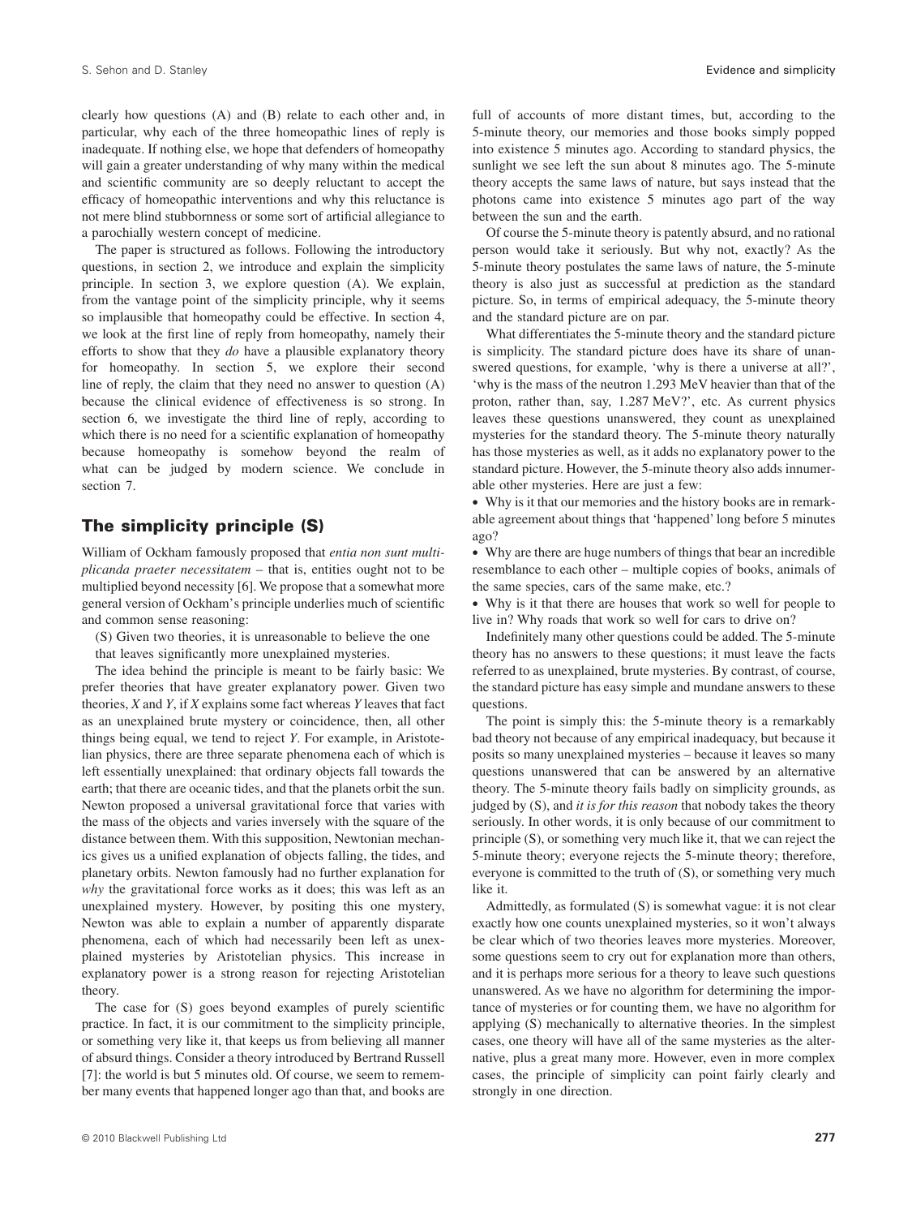clearly how questions (A) and (B) relate to each other and, in particular, why each of the three homeopathic lines of reply is inadequate. If nothing else, we hope that defenders of homeopathy will gain a greater understanding of why many within the medical and scientific community are so deeply reluctant to accept the efficacy of homeopathic interventions and why this reluctance is not mere blind stubbornness or some sort of artificial allegiance to a parochially western concept of medicine.

The paper is structured as follows. Following the introductory questions, in section 2, we introduce and explain the simplicity principle. In section 3, we explore question (A). We explain, from the vantage point of the simplicity principle, why it seems so implausible that homeopathy could be effective. In section 4, we look at the first line of reply from homeopathy, namely their efforts to show that they *do* have a plausible explanatory theory for homeopathy. In section 5, we explore their second line of reply, the claim that they need no answer to question (A) because the clinical evidence of effectiveness is so strong. In section 6, we investigate the third line of reply, according to which there is no need for a scientific explanation of homeopathy because homeopathy is somehow beyond the realm of what can be judged by modern science. We conclude in section 7.

## The simplicity principle (S)

William of Ockham famously proposed that *entia non sunt multiplicanda praeter necessitatem* – that is, entities ought not to be multiplied beyond necessity [6]. We propose that a somewhat more general version of Ockham's principle underlies much of scientific and common sense reasoning:

(S) Given two theories, it is unreasonable to believe the one that leaves significantly more unexplained mysteries.

The idea behind the principle is meant to be fairly basic: We prefer theories that have greater explanatory power. Given two theories, *X* and *Y*, if *X* explains some fact whereas *Y* leaves that fact as an unexplained brute mystery or coincidence, then, all other things being equal, we tend to reject *Y*. For example, in Aristotelian physics, there are three separate phenomena each of which is left essentially unexplained: that ordinary objects fall towards the earth; that there are oceanic tides, and that the planets orbit the sun. Newton proposed a universal gravitational force that varies with the mass of the objects and varies inversely with the square of the distance between them. With this supposition, Newtonian mechanics gives us a unified explanation of objects falling, the tides, and planetary orbits. Newton famously had no further explanation for *why* the gravitational force works as it does; this was left as an unexplained mystery. However, by positing this one mystery, Newton was able to explain a number of apparently disparate phenomena, each of which had necessarily been left as unexplained mysteries by Aristotelian physics. This increase in explanatory power is a strong reason for rejecting Aristotelian theory.

The case for (S) goes beyond examples of purely scientific practice. In fact, it is our commitment to the simplicity principle, or something very like it, that keeps us from believing all manner of absurd things. Consider a theory introduced by Bertrand Russell [7]: the world is but 5 minutes old. Of course, we seem to remember many events that happened longer ago than that, and books are full of accounts of more distant times, but, according to the 5-minute theory, our memories and those books simply popped into existence 5 minutes ago. According to standard physics, the sunlight we see left the sun about 8 minutes ago. The 5-minute theory accepts the same laws of nature, but says instead that the photons came into existence 5 minutes ago part of the way between the sun and the earth.

Of course the 5-minute theory is patently absurd, and no rational person would take it seriously. But why not, exactly? As the 5-minute theory postulates the same laws of nature, the 5-minute theory is also just as successful at prediction as the standard picture. So, in terms of empirical adequacy, the 5-minute theory and the standard picture are on par.

What differentiates the 5-minute theory and the standard picture is simplicity. The standard picture does have its share of unanswered questions, for example, 'why is there a universe at all?', 'why is the mass of the neutron 1.293 MeV heavier than that of the proton, rather than, say, 1.287 MeV?', etc. As current physics leaves these questions unanswered, they count as unexplained mysteries for the standard theory. The 5-minute theory naturally has those mysteries as well, as it adds no explanatory power to the standard picture. However, the 5-minute theory also adds innumerable other mysteries. Here are just a few:

- Why is it that our memories and the history books are in remarkable agreement about things that 'happened' long before 5 minutes ago?
- Why are there are huge numbers of things that bear an incredible resemblance to each other – multiple copies of books, animals of the same species, cars of the same make, etc.?
- Why is it that there are houses that work so well for people to live in? Why roads that work so well for cars to drive on?

Indefinitely many other questions could be added. The 5-minute theory has no answers to these questions; it must leave the facts referred to as unexplained, brute mysteries. By contrast, of course, the standard picture has easy simple and mundane answers to these questions.

The point is simply this: the 5-minute theory is a remarkably bad theory not because of any empirical inadequacy, but because it posits so many unexplained mysteries – because it leaves so many questions unanswered that can be answered by an alternative theory. The 5-minute theory fails badly on simplicity grounds, as judged by (S), and *it is for this reason* that nobody takes the theory seriously. In other words, it is only because of our commitment to principle (S), or something very much like it, that we can reject the 5-minute theory; everyone rejects the 5-minute theory; therefore, everyone is committed to the truth of (S), or something very much like it.

Admittedly, as formulated (S) is somewhat vague: it is not clear exactly how one counts unexplained mysteries, so it won't always be clear which of two theories leaves more mysteries. Moreover, some questions seem to cry out for explanation more than others, and it is perhaps more serious for a theory to leave such questions unanswered. As we have no algorithm for determining the importance of mysteries or for counting them, we have no algorithm for applying (S) mechanically to alternative theories. In the simplest cases, one theory will have all of the same mysteries as the alternative, plus a great many more. However, even in more complex cases, the principle of simplicity can point fairly clearly and strongly in one direction.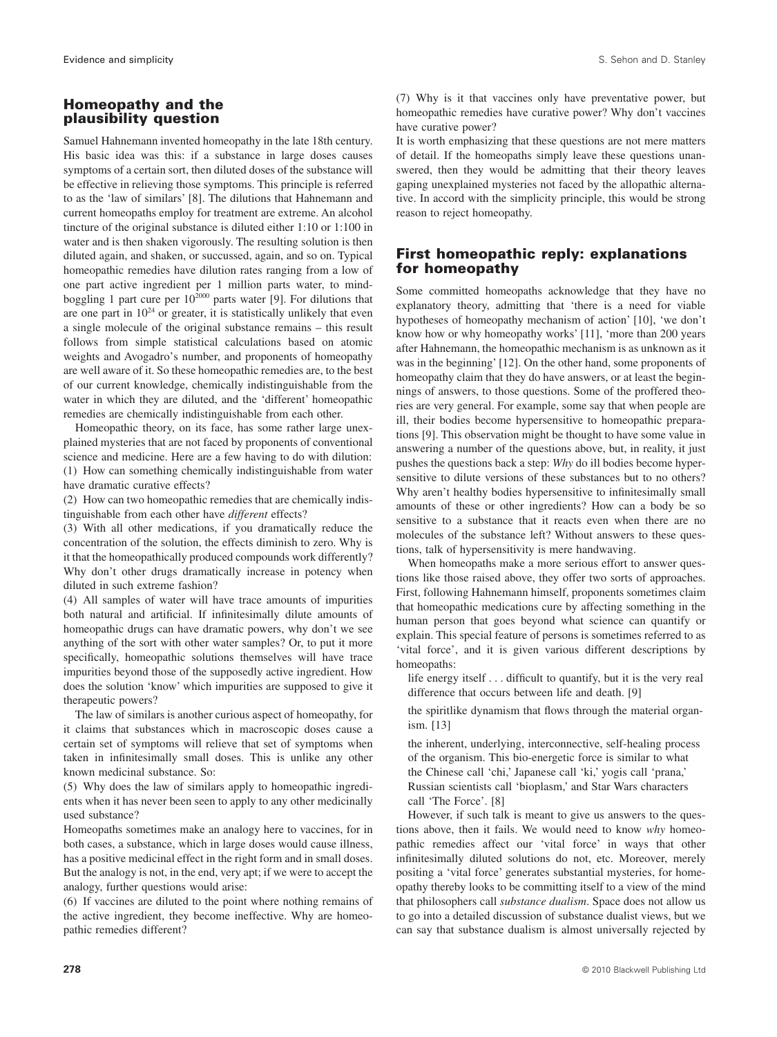## Homeopathy and the plausibility question

Samuel Hahnemann invented homeopathy in the late 18th century. His basic idea was this: if a substance in large doses causes symptoms of a certain sort, then diluted doses of the substance will be effective in relieving those symptoms. This principle is referred to as the 'law of similars' [8]. The dilutions that Hahnemann and current homeopaths employ for treatment are extreme. An alcohol tincture of the original substance is diluted either 1:10 or 1:100 in water and is then shaken vigorously. The resulting solution is then diluted again, and shaken, or succussed, again, and so on. Typical homeopathic remedies have dilution rates ranging from a low of one part active ingredient per 1 million parts water, to mind-boggling 1 part cure per $10^{2000}$ parts water [9]. For dilutions that are one part in $10^{24}$ or greater, it is statistically unlikely that even a single molecule of the original substance remains – this result follows from simple statistical calculations based on atomic weights and Avogadro's number, and proponents of homeopathy are well aware of it. So these homeopathic remedies are, to the best of our current knowledge, chemically indistinguishable from the water in which they are diluted, and the 'different' homeopathic remedies are chemically indistinguishable from each other.

Homeopathic theory, on its face, has some rather large unexplained mysteries that are not faced by proponents of conventional science and medicine. Here are a few having to do with dilution:

(1) How can something chemically indistinguishable from water have dramatic curative effects?

(2) How can two homeopathic remedies that are chemically indistinguishable from each other have *different* effects?

(3) With all other medications, if you dramatically reduce the concentration of the solution, the effects diminish to zero. Why is it that the homeopathically produced compounds work differently? Why don't other drugs dramatically increase in potency when diluted in such extreme fashion?

(4) All samples of water will have trace amounts of impurities both natural and artificial. If infinitesimally dilute amounts of homeopathic drugs can have dramatic powers, why don't we see anything of the sort with other water samples? Or, to put it more specifically, homeopathic solutions themselves will have trace impurities beyond those of the supposedly active ingredient. How does the solution 'know' which impurities are supposed to give it therapeutic powers?

The law of similars is another curious aspect of homeopathy, for it claims that substances which in macroscopic doses cause a certain set of symptoms will relieve that set of symptoms when taken in infinitesimally small doses. This is unlike any other known medicinal substance. So:

(5) Why does the law of similars apply to homeopathic ingredients when it has never been seen to apply to any other medicinally used substance?

Homeopaths sometimes make an analogy here to vaccines, for in both cases, a substance, which in large doses would cause illness, has a positive medicinal effect in the right form and in small doses. But the analogy is not, in the end, very apt; if we were to accept the analogy, further questions would arise:

(6) If vaccines are diluted to the point where nothing remains of the active ingredient, they become ineffective. Why are homeopathic remedies different?

(7) Why is it that vaccines only have preventative power, but homeopathic remedies have curative power? Why don't vaccines have curative power?

It is worth emphasizing that these questions are not mere matters of detail. If the homeopaths simply leave these questions unanswered, then they would be admitting that their theory leaves gaping unexplained mysteries not faced by the allopathic alternative. In accord with the simplicity principle, this would be strong reason to reject homeopathy.

## First homeopathic reply: explanations for homeopathy

Some committed homeopaths acknowledge that they have no explanatory theory, admitting that 'there is a need for viable hypotheses of homeopathy mechanism of action' [10], 'we don't know how or why homeopathy works' [11], 'more than 200 years after Hahnemann, the homeopathic mechanism is as unknown as it was in the beginning' [12]. On the other hand, some proponents of homeopathy claim that they do have answers, or at least the beginnings of answers, to those questions. Some of the proffered theories are very general. For example, some say that when people are ill, their bodies become hypersensitive to homeopathic preparations [9]. This observation might be thought to have some value in answering a number of the questions above, but, in reality, it just pushes the questions back a step: *Why* do ill bodies become hypersensitive to dilute versions of these substances but to no others? Why aren't healthy bodies hypersensitive to infinitesimally small amounts of these or other ingredients? How can a body be so sensitive to a substance that it reacts even when there are no molecules of the substance left? Without answers to these questions, talk of hypersensitivity is mere handwaving.

When homeopaths make a more serious effort to answer questions like those raised above, they offer two sorts of approaches. First, following Hahnemann himself, proponents sometimes claim that homeopathic medications cure by affecting something in the human person that goes beyond what science can quantify or explain. This special feature of persons is sometimes referred to as 'vital force', and it is given various different descriptions by homeopaths:

> life energy itself . . . difficult to quantify, but it is the very real difference that occurs between life and death. [9]

> the spiritlike dynamism that flows through the material organism. [13]

> the inherent, underlying, interconnective, self-healing process of the organism. This bio-energetic force is similar to what the Chinese call 'chi,' Japanese call 'ki,' yogis call 'prana,' Russian scientists call 'bioplasm,' and Star Wars characters call 'The Force'. [8]

However, if such talk is meant to give us answers to the questions above, then it fails. We would need to know *why* homeopathic remedies affect our 'vital force' in ways that other infinitesimally diluted solutions do not, etc. Moreover, merely positing a 'vital force' generates substantial mysteries, for homeopathy thereby looks to be committing itself to a view of the mind that philosophers call *substance dualism*. Space does not allow us to go into a detailed discussion of substance dualist views, but we can say that substance dualism is almost universally rejected by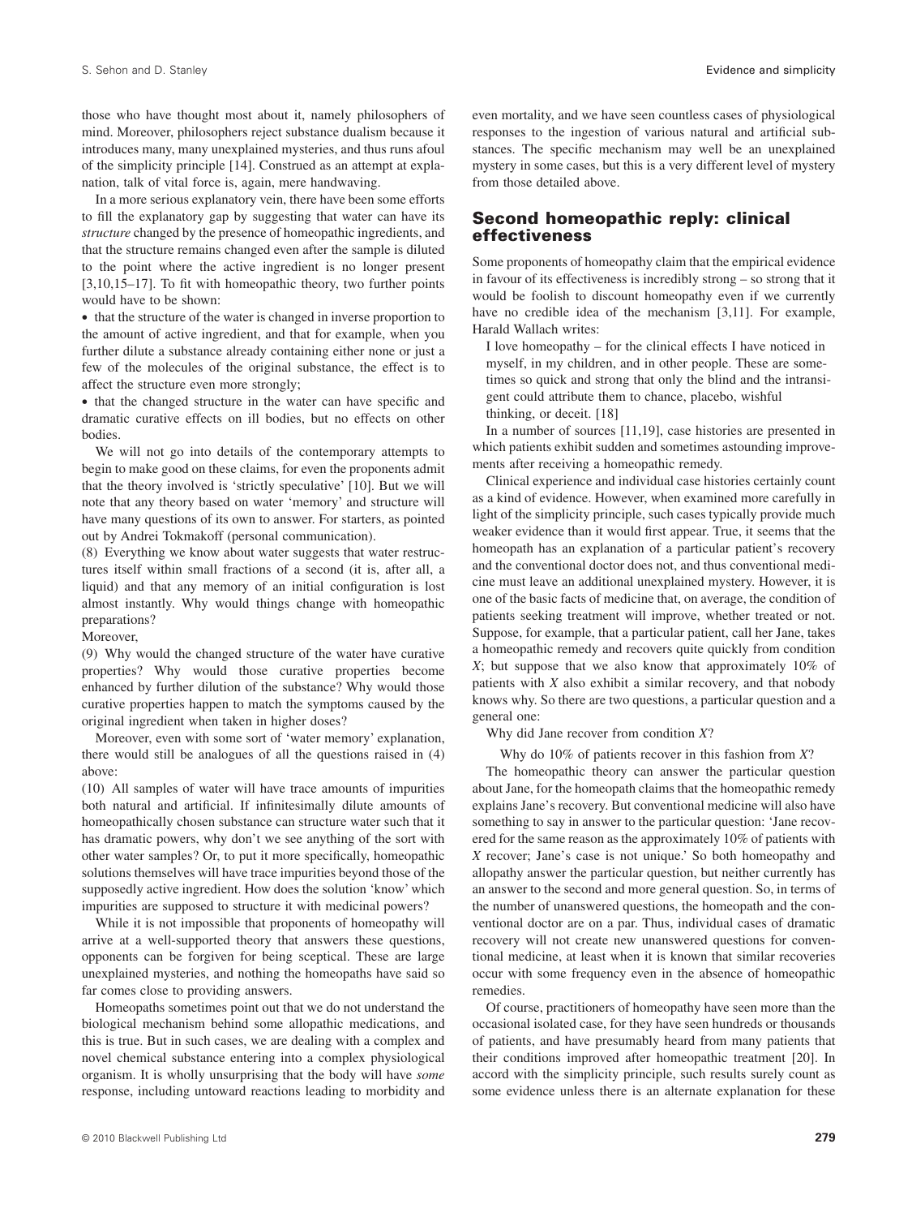those who have thought most about it, namely philosophers of mind. Moreover, philosophers reject substance dualism because it introduces many, many unexplained mysteries, and thus runs afoul of the simplicity principle [14]. Construed as an attempt at explanation, talk of vital force is, again, mere handwaving.

In a more serious explanatory vein, there have been some efforts to fill the explanatory gap by suggesting that water can have its *structure* changed by the presence of homeopathic ingredients, and that the structure remains changed even after the sample is diluted to the point where the active ingredient is no longer present [3,10,15–17]. To fit with homeopathic theory, two further points would have to be shown:

- that the structure of the water is changed in inverse proportion to the amount of active ingredient, and that for example, when you further dilute a substance already containing either none or just a few of the molecules of the original substance, the effect is to affect the structure even more strongly;
- that the changed structure in the water can have specific and dramatic curative effects on ill bodies, but no effects on other bodies.

We will not go into details of the contemporary attempts to begin to make good on these claims, for even the proponents admit that the theory involved is 'strictly speculative' [10]. But we will note that any theory based on water 'memory' and structure will have many questions of its own to answer. For starters, as pointed out by Andrei Tokmakoff (personal communication).

(8) Everything we know about water suggests that water restructures itself within small fractions of a second (it is, after all, a liquid) and that any memory of an initial configuration is lost almost instantly. Why would things change with homeopathic preparations?

Moreover,

(9) Why would the changed structure of the water have curative properties? Why would those curative properties become enhanced by further dilution of the substance? Why would those curative properties happen to match the symptoms caused by the original ingredient when taken in higher doses?

Moreover, even with some sort of 'water memory' explanation, there would still be analogues of all the questions raised in (4) above:

(10) All samples of water will have trace amounts of impurities both natural and artificial. If infinitesimally dilute amounts of homeopathically chosen substance can structure water such that it has dramatic powers, why don't we see anything of the sort with other water samples? Or, to put it more specifically, homeopathic solutions themselves will have trace impurities beyond those of the supposedly active ingredient. How does the solution 'know' which impurities are supposed to structure it with medicinal powers?

While it is not impossible that proponents of homeopathy will arrive at a well-supported theory that answers these questions, opponents can be forgiven for being sceptical. These are large unexplained mysteries, and nothing the homeopaths have said so far comes close to providing answers.

Homeopaths sometimes point out that we do not understand the biological mechanism behind some allopathic medications, and this is true. But in such cases, we are dealing with a complex and novel chemical substance entering into a complex physiological organism. It is wholly unsurprising that the body will have *some* response, including untoward reactions leading to morbidity and even mortality, and we have seen countless cases of physiological responses to the ingestion of various natural and artificial substances. The specific mechanism may well be an unexplained mystery in some cases, but this is a very different level of mystery from those detailed above.

## Second homeopathic reply: clinical effectiveness

Some proponents of homeopathy claim that the empirical evidence in favour of its effectiveness is incredibly strong – so strong that it would be foolish to discount homeopathy even if we currently have no credible idea of the mechanism [3,11]. For example, Harald Wallach writes:

> I love homeopathy – for the clinical effects I have noticed in myself, in my children, and in other people. These are sometimes so quick and strong that only the blind and the intransigent could attribute them to chance, placebo, wishful thinking, or deceit. [18]

In a number of sources [11,19], case histories are presented in which patients exhibit sudden and sometimes astounding improvements after receiving a homeopathic remedy.

Clinical experience and individual case histories certainly count as a kind of evidence. However, when examined more carefully in light of the simplicity principle, such cases typically provide much weaker evidence than it would first appear. True, it seems that the homeopath has an explanation of a particular patient's recovery and the conventional doctor does not, and thus conventional medicine must leave an additional unexplained mystery. However, it is one of the basic facts of medicine that, on average, the condition of patients seeking treatment will improve, whether treated or not. Suppose, for example, that a particular patient, call her Jane, takes a homeopathic remedy and recovers quite quickly from condition *X*; but suppose that we also know that approximately 10% of patients with *X* also exhibit a similar recovery, and that nobody knows why. So there are two questions, a particular question and a general one:

Why did Jane recover from condition *X*?

Why do 10% of patients recover in this fashion from *X*?

The homeopathic theory can answer the particular question about Jane, for the homeopath claims that the homeopathic remedy explains Jane's recovery. But conventional medicine will also have something to say in answer to the particular question: 'Jane recovered for the same reason as the approximately 10% of patients with *X* recover; Jane's case is not unique.' So both homeopathy and allopathy answer the particular question, but neither currently has an answer to the second and more general question. So, in terms of the number of unanswered questions, the homeopath and the conventional doctor are on a par. Thus, individual cases of dramatic recovery will not create new unanswered questions for conventional medicine, at least when it is known that similar recoveries occur with some frequency even in the absence of homeopathic remedies.

Of course, practitioners of homeopathy have seen more than the occasional isolated case, for they have seen hundreds or thousands of patients, and have presumably heard from many patients that their conditions improved after homeopathic treatment [20]. In accord with the simplicity principle, such results surely count as some evidence unless there is an alternate explanation for these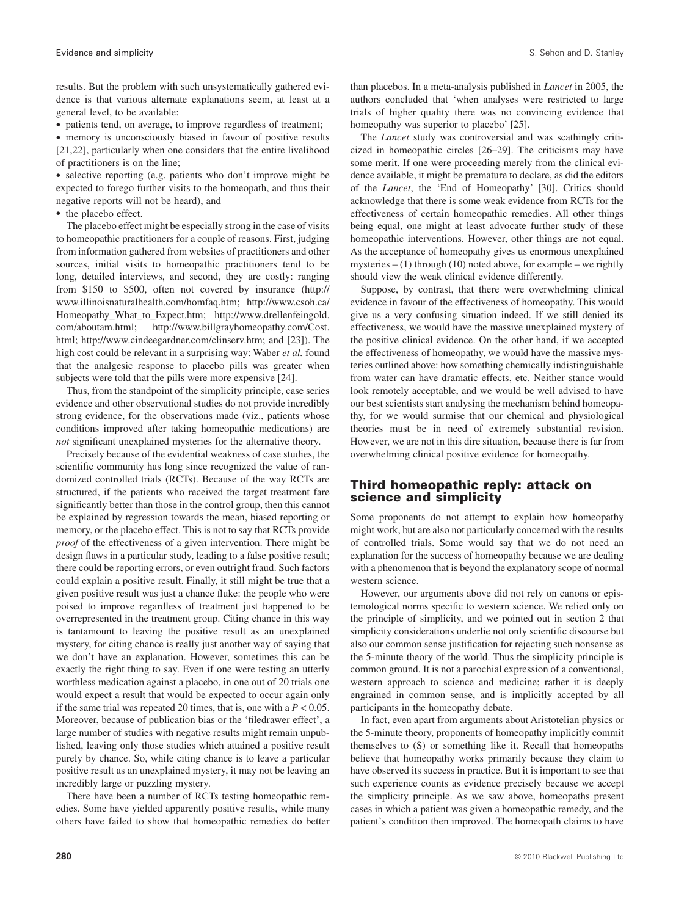results. But the problem with such unsystematically gathered evidence is that various alternate explanations seem, at least at a general level, to be available:

- patients tend, on average, to improve regardless of treatment;
- memory is unconsciously biased in favour of positive results [21,22], particularly when one considers that the entire livelihood of practitioners is on the line;
- selective reporting (e.g. patients who don't improve might be expected to forego further visits to the homeopath, and thus their negative reports will not be heard), and
- the placebo effect.

The placebo effect might be especially strong in the case of visits to homeopathic practitioners for a couple of reasons. First, judging from information gathered from websites of practitioners and other sources, initial visits to homeopathic practitioners tend to be long, detailed interviews, and second, they are costly: ranging from \$150 to \$500, often not covered by insurance (http://www.illinoisnaturalhealth.com/homfaq.htm; http://www.csoh.ca/Homeopathy_What_to_Expect.htm; http://www.drellenfeingold.com/aboutam.html; http://www.billgrayhomeopathy.com/Cost.html; http://www.cindeegardner.com/clinserv.htm; and [23]). The high cost could be relevant in a surprising way: Waber *et al.* found that the analgesic response to placebo pills was greater when subjects were told that the pills were more expensive [24].

Thus, from the standpoint of the simplicity principle, case series evidence and other observational studies do not provide incredibly strong evidence, for the observations made (viz., patients whose conditions improved after taking homeopathic medications) are *not* significant unexplained mysteries for the alternative theory.

Precisely because of the evidential weakness of case studies, the scientific community has long since recognized the value of randomized controlled trials (RCTs). Because of the way RCTs are structured, if the patients who received the target treatment fare significantly better than those in the control group, then this cannot be explained by regression towards the mean, biased reporting or memory, or the placebo effect. This is not to say that RCTs provide *proof* of the effectiveness of a given intervention. There might be design flaws in a particular study, leading to a false positive result; there could be reporting errors, or even outright fraud. Such factors could explain a positive result. Finally, it still might be true that a given positive result was just a chance fluke: the people who were poised to improve regardless of treatment just happened to be overrepresented in the treatment group. Citing chance in this way is tantamount to leaving the positive result as an unexplained mystery, for citing chance is really just another way of saying that we don't have an explanation. However, sometimes this can be exactly the right thing to say. Even if one were testing an utterly worthless medication against a placebo, in one out of 20 trials one would expect a result that would be expected to occur again only if the same trial was repeated 20 times, that is, one with a $P < 0.05$. Moreover, because of publication bias or the 'filedrawer effect', a large number of studies with negative results might remain unpublished, leaving only those studies which attained a positive result purely by chance. So, while citing chance is to leave a particular positive result as an unexplained mystery, it may not be leaving an incredibly large or puzzling mystery.

There have been a number of RCTs testing homeopathic remedies. Some have yielded apparently positive results, while many others have failed to show that homeopathic remedies do better than placebos. In a meta-analysis published in *Lancet* in 2005, the authors concluded that 'when analyses were restricted to large trials of higher quality there was no convincing evidence that homeopathy was superior to placebo' [25].

The *Lancet* study was controversial and was scathingly criticized in homeopathic circles [26–29]. The criticisms may have some merit. If one were proceeding merely from the clinical evidence available, it might be premature to declare, as did the editors of the *Lancet*, the 'End of Homeopathy' [30]. Critics should acknowledge that there is some weak evidence from RCTs for the effectiveness of certain homeopathic remedies. All other things being equal, one might at least advocate further study of these homeopathic interventions. However, other things are not equal. As the acceptance of homeopathy gives us enormous unexplained mysteries – (1) through (10) noted above, for example – we rightly should view the weak clinical evidence differently.

Suppose, by contrast, that there were overwhelming clinical evidence in favour of the effectiveness of homeopathy. This would give us a very confusing situation indeed. If we still denied its effectiveness, we would have the massive unexplained mystery of the positive clinical evidence. On the other hand, if we accepted the effectiveness of homeopathy, we would have the massive mysteries outlined above: how something chemically indistinguishable from water can have dramatic effects, etc. Neither stance would look remotely acceptable, and we would be well advised to have our best scientists start analysing the mechanism behind homeopathy, for we would surmise that our chemical and physiological theories must be in need of extremely substantial revision. However, we are not in this dire situation, because there is far from overwhelming clinical positive evidence for homeopathy.

## Third homeopathic reply: attack on science and simplicity

Some proponents do not attempt to explain how homeopathy might work, but are also not particularly concerned with the results of controlled trials. Some would say that we do not need an explanation for the success of homeopathy because we are dealing with a phenomenon that is beyond the explanatory scope of normal western science.

However, our arguments above did not rely on canons or epistemological norms specific to western science. We relied only on the principle of simplicity, and we pointed out in section 2 that simplicity considerations underlie not only scientific discourse but also our common sense justification for rejecting such nonsense as the 5-minute theory of the world. Thus the simplicity principle is common ground. It is not a parochial expression of a conventional, western approach to science and medicine; rather it is deeply engrained in common sense, and is implicitly accepted by all participants in the homeopathy debate.

In fact, even apart from arguments about Aristotelian physics or the 5-minute theory, proponents of homeopathy implicitly commit themselves to (S) or something like it. Recall that homeopaths believe that homeopathy works primarily because they claim to have observed its success in practice. But it is important to see that such experience counts as evidence precisely because we accept the simplicity principle. As we saw above, homeopaths present cases in which a patient was given a homeopathic remedy, and the patient's condition then improved. The homeopath claims to have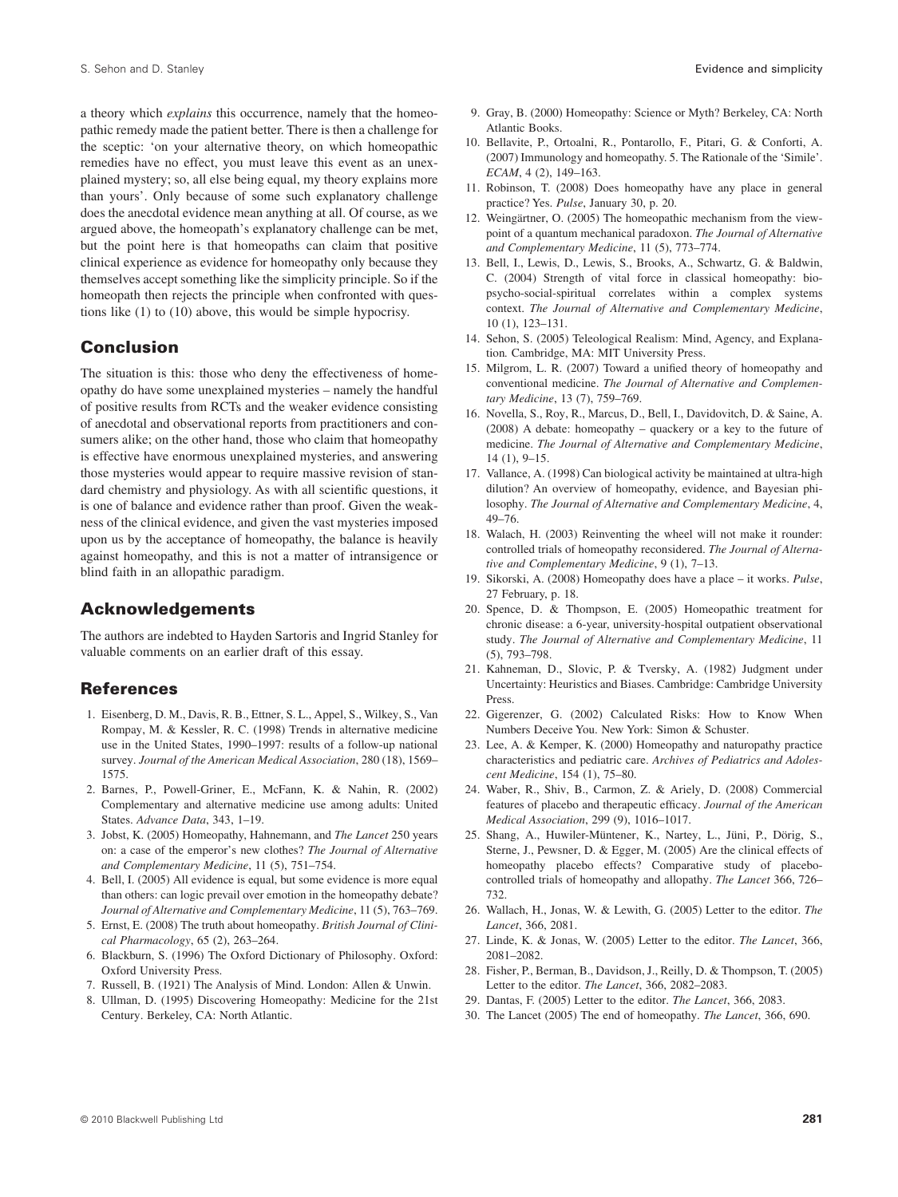a theory which *explains* this occurrence, namely that the homeopathic remedy made the patient better. There is then a challenge for the sceptic: 'on your alternative theory, on which homeopathic remedies have no effect, you must leave this event as an unexplained mystery; so, all else being equal, my theory explains more than yours'. Only because of some such explanatory challenge does the anecdotal evidence mean anything at all. Of course, as we argued above, the homeopath's explanatory challenge can be met, but the point here is that homeopaths can claim that positive clinical experience as evidence for homeopathy only because they themselves accept something like the simplicity principle. So if the homeopath then rejects the principle when confronted with questions like (1) to (10) above, this would be simple hypocrisy.

## Conclusion

The situation is this: those who deny the effectiveness of homeopathy do have some unexplained mysteries – namely the handful of positive results from RCTs and the weaker evidence consisting of anecdotal and observational reports from practitioners and consumers alike; on the other hand, those who claim that homeopathy is effective have enormous unexplained mysteries, and answering those mysteries would appear to require massive revision of standard chemistry and physiology. As with all scientific questions, it is one of balance and evidence rather than proof. Given the weakness of the clinical evidence, and given the vast mysteries imposed upon us by the acceptance of homeopathy, the balance is heavily against homeopathy, and this is not a matter of intransigence or blind faith in an allopathic paradigm.

## Acknowledgements

The authors are indebted to Hayden Sartoris and Ingrid Stanley for valuable comments on an earlier draft of this essay.

## References

1. Eisenberg, D. M., Davis, R. B., Ettner, S. L., Appel, S., Wilkey, S., Van Rompay, M. & Kessler, R. C. (1998) Trends in alternative medicine use in the United States, 1990–1997: results of a follow-up national survey. *Journal of the American Medical Association*, 280 (18), 1569–1575.
2. Barnes, P., Powell-Griner, E., McFann, K. & Nahin, R. (2002) Complementary and alternative medicine use among adults: United States. *Advance Data*, 343, 1–19.
3. Jobst, K. (2005) Homeopathy, Hahnemann, and *The Lancet* 250 years on: a case of the emperor's new clothes? *The Journal of Alternative and Complementary Medicine*, 11 (5), 751–754.
4. Bell, I. (2005) All evidence is equal, but some evidence is more equal than others: can logic prevail over emotion in the homeopathy debate? *Journal of Alternative and Complementary Medicine*, 11 (5), 763–769.
5. Ernst, E. (2008) The truth about homeopathy. *British Journal of Clinical Pharmacology*, 65 (2), 263–264.
6. Blackburn, S. (1996) The Oxford Dictionary of Philosophy. Oxford: Oxford University Press.
7. Russell, B. (1921) The Analysis of Mind. London: Allen & Unwin.
8. Ullman, D. (1995) Discovering Homeopathy: Medicine for the 21st Century. Berkeley, CA: North Atlantic.
9. Gray, B. (2000) Homeopathy: Science or Myth? Berkeley, CA: North Atlantic Books.
10. Bellavite, P., Ortoalni, R., Pontarollo, F., Pitari, G. & Conforti, A. (2007) Immunology and homeopathy. 5. The Rationale of the 'Simile'. *ECAM*, 4 (2), 149–163.
11. Robinson, T. (2008) Does homeopathy have any place in general practice? Yes. *Pulse*, January 30, p. 20.
12. Weingärtner, O. (2005) The homeopathic mechanism from the viewpoint of a quantum mechanical paradoxon. *The Journal of Alternative and Complementary Medicine*, 11 (5), 773–774.
13. Bell, I., Lewis, D., Lewis, S., Brooks, A., Schwartz, G. & Baldwin, C. (2004) Strength of vital force in classical homeopathy: bio-psycho-social-spiritual correlates within a complex systems context. *The Journal of Alternative and Complementary Medicine*, 10 (1), 123–131.
14. Sehon, S. (2005) Teleological Realism: Mind, Agency, and Explanation*.* Cambridge, MA: MIT University Press.
15. Milgrom, L. R. (2007) Toward a unified theory of homeopathy and conventional medicine. *The Journal of Alternative and Complementary Medicine*, 13 (7), 759–769.
16. Novella, S., Roy, R., Marcus, D., Bell, I., Davidovitch, D. & Saine, A. (2008) A debate: homeopathy – quackery or a key to the future of medicine. *The Journal of Alternative and Complementary Medicine*, 14 (1), 9–15.
17. Vallance, A. (1998) Can biological activity be maintained at ultra-high dilution? An overview of homeopathy, evidence, and Bayesian philosophy. *The Journal of Alternative and Complementary Medicine*, 4, 49–76.
18. Walach, H. (2003) Reinventing the wheel will not make it rounder: controlled trials of homeopathy reconsidered. *The Journal of Alternative and Complementary Medicine*, 9 (1), 7–13.
19. Sikorski, A. (2008) Homeopathy does have a place – it works. *Pulse*, 27 February, p. 18.
20. Spence, D. & Thompson, E. (2005) Homeopathic treatment for chronic disease: a 6-year, university-hospital outpatient observational study. *The Journal of Alternative and Complementary Medicine*, 11 (5), 793–798.
21. Kahneman, D., Slovic, P. & Tversky, A. (1982) Judgment under Uncertainty: Heuristics and Biases. Cambridge: Cambridge University Press.
22. Gigerenzer, G. (2002) Calculated Risks: How to Know When Numbers Deceive You. New York: Simon & Schuster.
23. Lee, A. & Kemper, K. (2000) Homeopathy and naturopathy practice characteristics and pediatric care. *Archives of Pediatrics and Adolescent Medicine*, 154 (1), 75–80.
24. Waber, R., Shiv, B., Carmon, Z. & Ariely, D. (2008) Commercial features of placebo and therapeutic efficacy. *Journal of the American Medical Association*, 299 (9), 1016–1017.
25. Shang, A., Huwiler-Müntener, K., Nartey, L., Jüni, P., Dörig, S., Sterne, J., Pewsner, D. & Egger, M. (2005) Are the clinical effects of homeopathy placebo effects? Comparative study of placebo-controlled trials of homeopathy and allopathy. *The Lancet* 366, 726–732.
26. Wallach, H., Jonas, W. & Lewith, G. (2005) Letter to the editor. *The Lancet*, 366, 2081.
27. Linde, K. & Jonas, W. (2005) Letter to the editor. *The Lancet*, 366, 2081–2082.
28. Fisher, P., Berman, B., Davidson, J., Reilly, D. & Thompson, T. (2005) Letter to the editor. *The Lancet*, 366, 2082–2083.
29. Dantas, F. (2005) Letter to the editor. *The Lancet*, 366, 2083.
30. The Lancet (2005) The end of homeopathy. *The Lancet*, 366, 690.